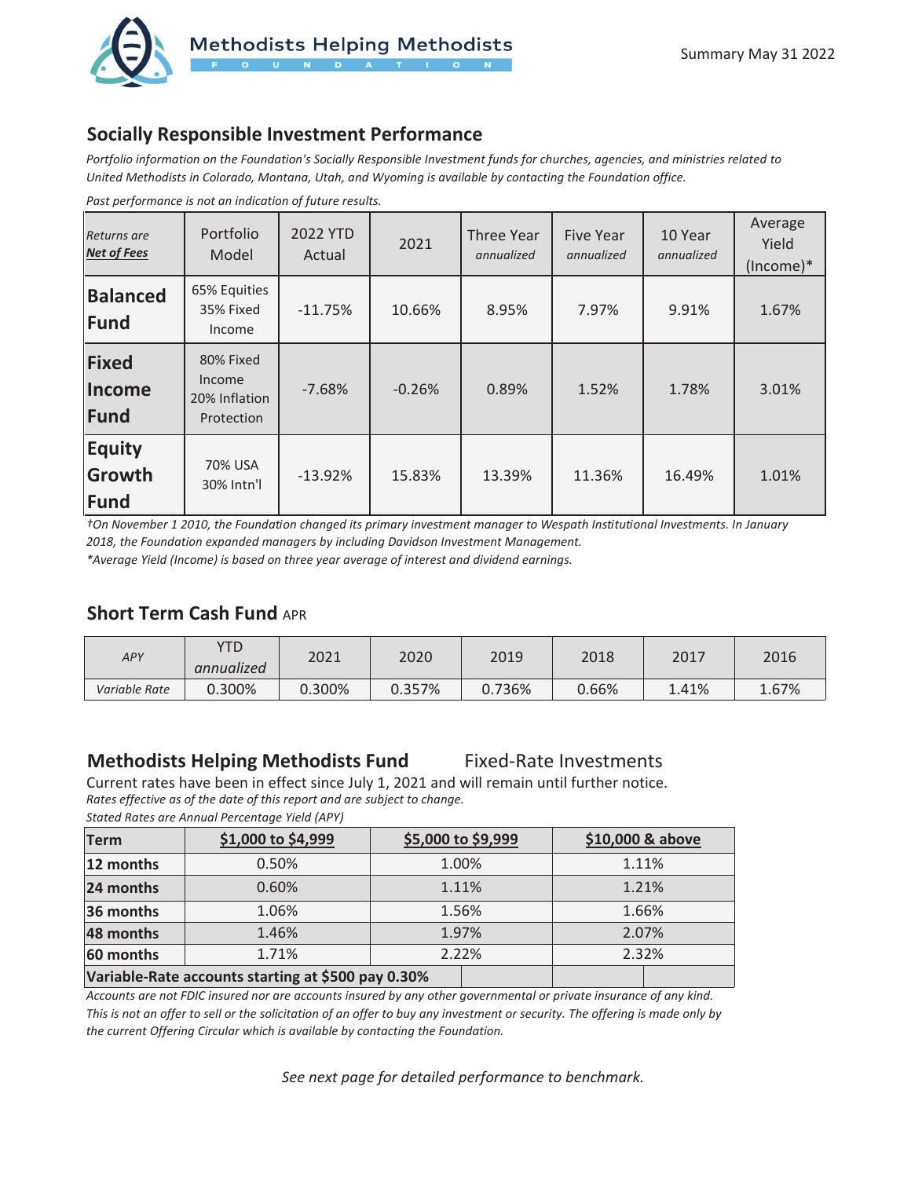Methodists Helping Methodists FOUNDATION

Summary May 31 2022

## Socially Responsible Investment Performance

*Portfolio information on the Foundation's Socially Responsible Investment funds for churches, agencies, and ministries related to United Methodists in Colorado, Montana, Utah, and Wyoming is available by contacting the Foundation office.*

*Past performance is not an indication of future results.*

| *Returns are* ***Net of Fees*** | Portfolio Model | 2022 YTD Actual | 2021 | Three Year *annualized* | Five Year *annualized* | 10 Year *annualized* | Average Yield (Income)* |
|---|---|---|---|---|---|---|---|
| **Balanced Fund** | 65% Equities 35% Fixed Income | -11.75% | 10.66% | 8.95% | 7.97% | 9.91% | 1.67% |
| **Fixed Income Fund** | 80% Fixed Income 20% Inflation Protection | -7.68% | -0.26% | 0.89% | 1.52% | 1.78% | 3.01% |
| **Equity Growth Fund** | 70% USA 30% Intn'l | -13.92% | 15.83% | 13.39% | 11.36% | 16.49% | 1.01% |

*†On November 1 2010, the Foundation changed its primary investment manager to Wespath Institutional Investments. In January 2018, the Foundation expanded managers by including Davidson Investment Management.*

*\*Average Yield (Income) is based on three year average of interest and dividend earnings.*

## Short Term Cash Fund APR

| *APY* | YTD *annualized* | 2021 | 2020 | 2019 | 2018 | 2017 | 2016 |
|---|---|---|---|---|---|---|---|
| *Variable Rate* | 0.300% | 0.300% | 0.357% | 0.736% | 0.66% | 1.41% | 1.67% |

## Methodists Helping Methodists Fund — Fixed-Rate Investments

Current rates have been in effect since July 1, 2021 and will remain until further notice.

*Rates effective as of the date of this report and are subject to change.*

*Stated Rates are Annual Percentage Yield (APY)*

| **Term** | **$1,000 to $4,999** | **$5,000 to $9,999** | **$10,000 & above** |
|---|---|---|---|
| **12 months** | 0.50% | 1.00% | 1.11% |
| **24 months** | 0.60% | 1.11% | 1.21% |
| **36 months** | 1.06% | 1.56% | 1.66% |
| **48 months** | 1.46% | 1.97% | 2.07% |
| **60 months** | 1.71% | 2.22% | 2.32% |
| **Variable-Rate accounts starting at $500 pay 0.30%** | | | |

*Accounts are not FDIC insured nor are accounts insured by any other governmental or private insurance of any kind. This is not an offer to sell or the solicitation of an offer to buy any investment or security. The offering is made only by the current Offering Circular which is available by contacting the Foundation.*

*See next page for detailed performance to benchmark.*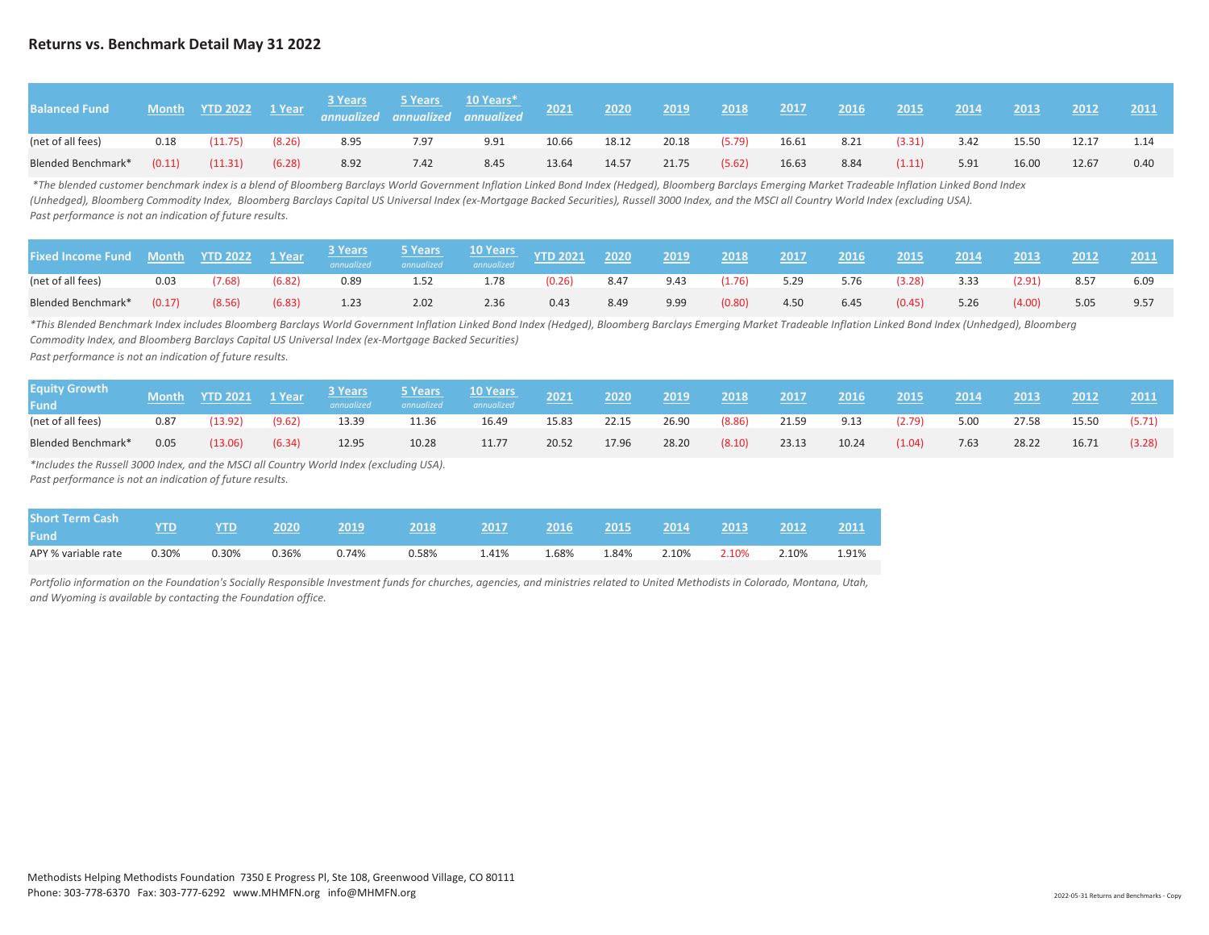## Returns vs. Benchmark Detail May 31 2022

| Balanced Fund | Month | YTD 2022 | 1 Year | 3 Years *annualized* | 5 Years *annualized* | 10 Years* *annualized* | 2021 | 2020 | 2019 | 2018 | 2017 | 2016 | 2015 | 2014 | 2013 | 2012 | 2011 |
|---|---|---|---|---|---|---|---|---|---|---|---|---|---|---|---|---|---|
| (net of all fees) | 0.18 | (11.75) | (8.26) | 8.95 | 7.97 | 9.91 | 10.66 | 18.12 | 20.18 | (5.79) | 16.61 | 8.21 | (3.31) | 3.42 | 15.50 | 12.17 | 1.14 |
| Blended Benchmark* | (0.11) | (11.31) | (6.28) | 8.92 | 7.42 | 8.45 | 13.64 | 14.57 | 21.75 | (5.62) | 16.63 | 8.84 | (1.11) | 5.91 | 16.00 | 12.67 | 0.40 |

*\*The blended customer benchmark index is a blend of Bloomberg Barclays World Government Inflation Linked Bond Index (Hedged), Bloomberg Barclays Emerging Market Tradeable Inflation Linked Bond Index (Unhedged), Bloomberg Commodity Index, Bloomberg Barclays Capital US Universal Index (ex-Mortgage Backed Securities), Russell 3000 Index, and the MSCI all Country World Index (excluding USA).*
*Past performance is not an indication of future results.*

| Fixed Income Fund | Month | YTD 2022 | 1 Year | 3 Years *annualized* | 5 Years *annualized* | 10 Years *annualized* | YTD 2021 | 2020 | 2019 | 2018 | 2017 | 2016 | 2015 | 2014 | 2013 | 2012 | 2011 |
|---|---|---|---|---|---|---|---|---|---|---|---|---|---|---|---|---|---|
| (net of all fees) | 0.03 | (7.68) | (6.82) | 0.89 | 1.52 | 1.78 | (0.26) | 8.47 | 9.43 | (1.76) | 5.29 | 5.76 | (3.28) | 3.33 | (2.91) | 8.57 | 6.09 |
| Blended Benchmark* | (0.17) | (8.56) | (6.83) | 1.23 | 2.02 | 2.36 | 0.43 | 8.49 | 9.99 | (0.80) | 4.50 | 6.45 | (0.45) | 5.26 | (4.00) | 5.05 | 9.57 |

*\*This Blended Benchmark Index includes Bloomberg Barclays World Government Inflation Linked Bond Index (Hedged), Bloomberg Barclays Emerging Market Tradeable Inflation Linked Bond Index (Unhedged), Bloomberg Commodity Index, and Bloomberg Barclays Capital US Universal Index (ex-Mortgage Backed Securities)*
*Past performance is not an indication of future results.*

| Equity Growth Fund | Month | YTD 2021 | 1 Year | 3 Years *annualized* | 5 Years *annualized* | 10 Years *annualized* | 2021 | 2020 | 2019 | 2018 | 2017 | 2016 | 2015 | 2014 | 2013 | 2012 | 2011 |
|---|---|---|---|---|---|---|---|---|---|---|---|---|---|---|---|---|---|
| (net of all fees) | 0.87 | (13.92) | (9.62) | 13.39 | 11.36 | 16.49 | 15.83 | 22.15 | 26.90 | (8.86) | 21.59 | 9.13 | (2.79) | 5.00 | 27.58 | 15.50 | (5.71) |
| Blended Benchmark* | 0.05 | (13.06) | (6.34) | 12.95 | 10.28 | 11.77 | 20.52 | 17.96 | 28.20 | (8.10) | 23.13 | 10.24 | (1.04) | 7.63 | 28.22 | 16.71 | (3.28) |

*\*Includes the Russell 3000 Index, and the MSCI all Country World Index (excluding USA).*
*Past performance is not an indication of future results.*

| Short Term Cash Fund | YTD | YTD | 2020 | 2019 | 2018 | 2017 | 2016 | 2015 | 2014 | 2013 | 2012 | 2011 |
|---|---|---|---|---|---|---|---|---|---|---|---|---|
| APY % variable rate | 0.30% | 0.30% | 0.36% | 0.74% | 0.58% | 1.41% | 1.68% | 1.84% | 2.10% | 2.10% | 2.10% | 1.91% |

*Portfolio information on the Foundation's Socially Responsible Investment funds for churches, agencies, and ministries related to United Methodists in Colorado, Montana, Utah, and Wyoming is available by contacting the Foundation office.*

Methodists Helping Methodists Foundation 7350 E Progress Pl, Ste 108, Greenwood Village, CO 80111
Phone: 303-778-6370 Fax: 303-777-6292 www.MHMFN.org info@MHMFN.org